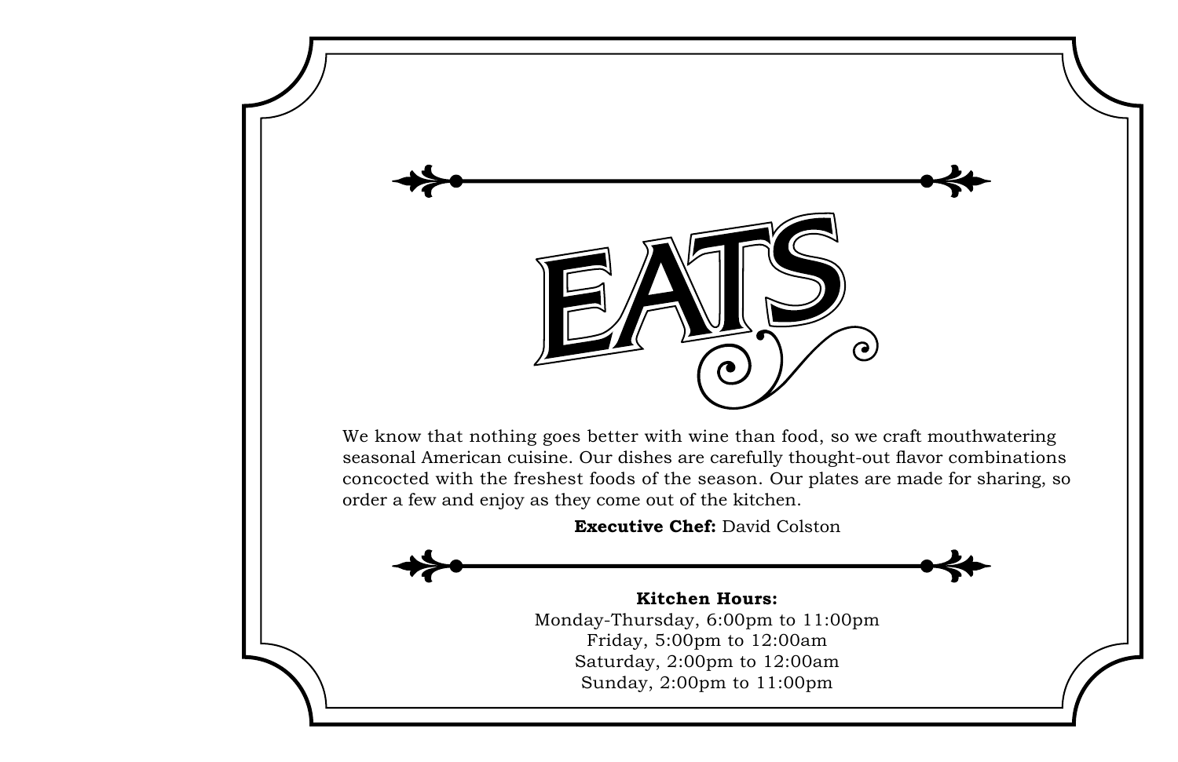# EATS

We know that nothing goes better with wine than food, so we craft mouthwatering seasonal American cuisine. Our dishes are carefully thought-out flavor combinations concocted with the freshest foods of the season. Our plates are made for sharing, so order a few and enjoy as they come out of the kitchen.

**Executive Chef:** David Colston

**Kitchen Hours:**
Monday-Thursday, 6:00pm to 11:00pm
Friday, 5:00pm to 12:00am
Saturday, 2:00pm to 12:00am
Sunday, 2:00pm to 11:00pm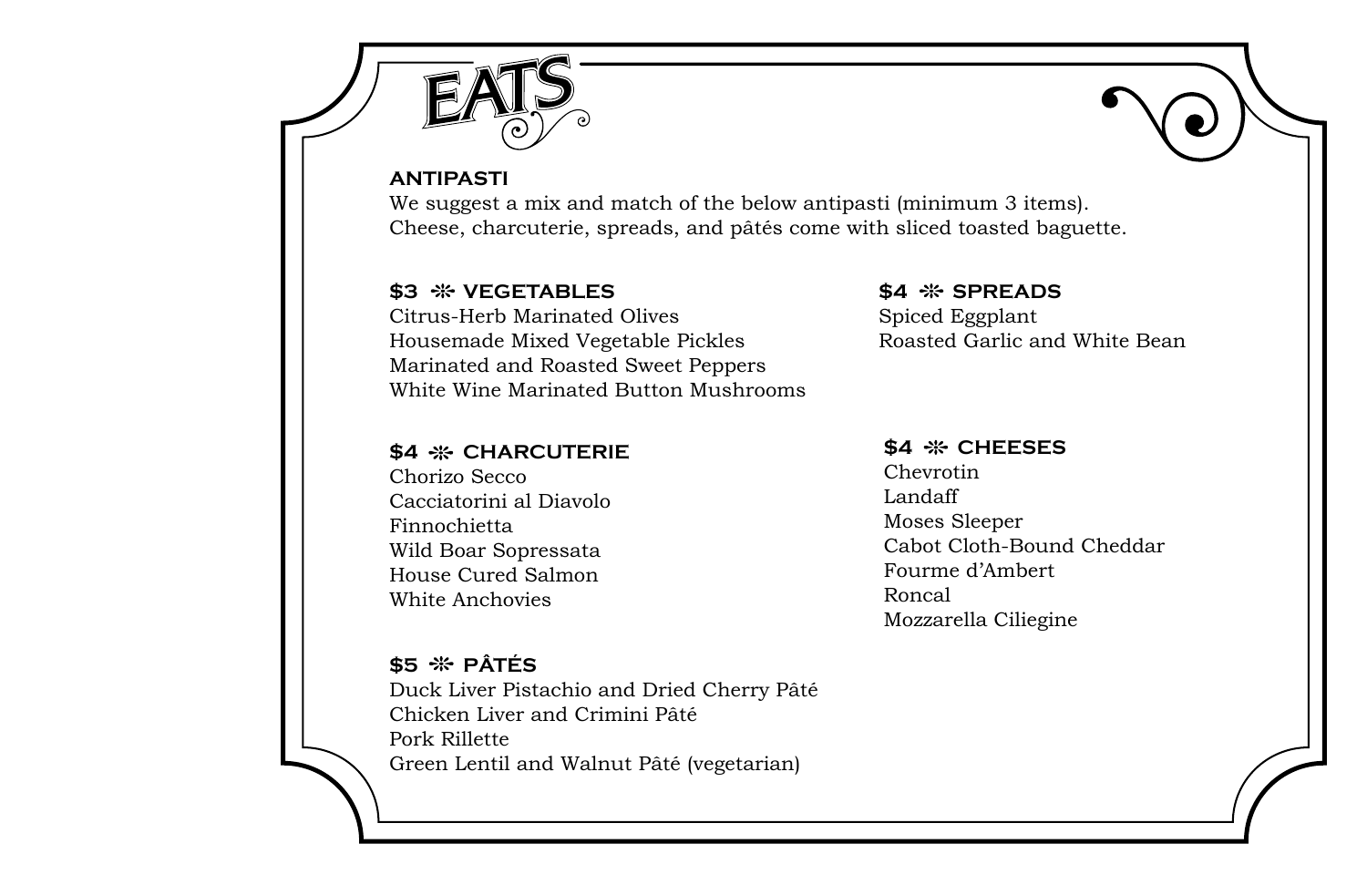# EATS

## ANTIPASTI

We suggest a mix and match of the below antipasti (minimum 3 items).
Cheese, charcuterie, spreads, and pâtés come with sliced toasted baguette.

### $3 ⁜ VEGETABLES

Citrus-Herb Marinated Olives
Housemade Mixed Vegetable Pickles
Marinated and Roasted Sweet Peppers
White Wine Marinated Button Mushrooms

### $4 ⁜ CHARCUTERIE

Chorizo Secco
Cacciatorini al Diavolo
Finnochietta
Wild Boar Sopressata
House Cured Salmon
White Anchovies

### $5 ⁜ PÂTÉS

Duck Liver Pistachio and Dried Cherry Pâté
Chicken Liver and Crimini Pâté
Pork Rillette
Green Lentil and Walnut Pâté (vegetarian)

### $4 ⁜ SPREADS

Spiced Eggplant
Roasted Garlic and White Bean

### $4 ⁜ CHEESES

Chevrotin
Landaff
Moses Sleeper
Cabot Cloth-Bound Cheddar
Fourme d'Ambert
Roncal
Mozzarella Ciliegine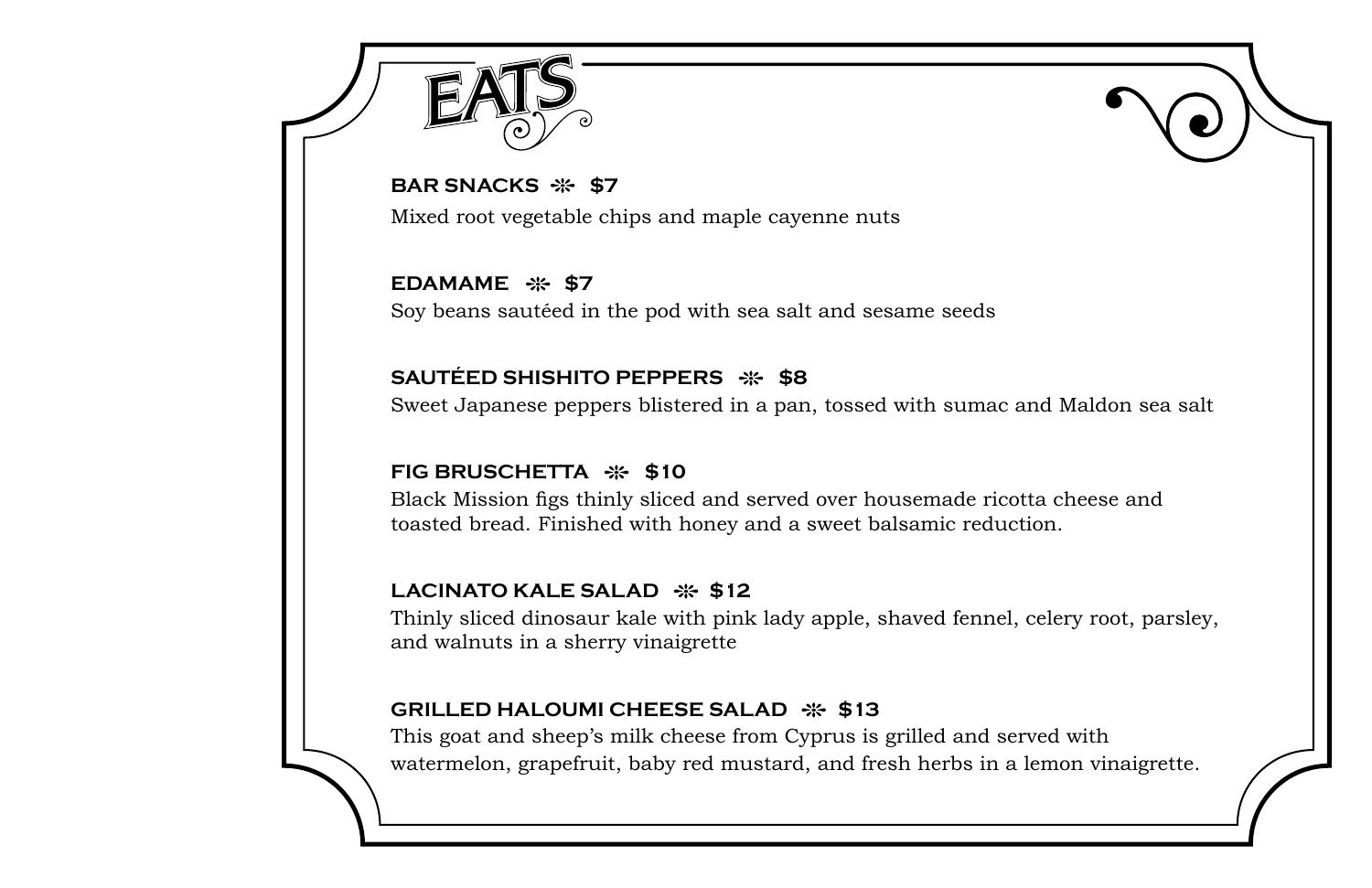# EATS

**BAR SNACKS ⁜ $7**

Mixed root vegetable chips and maple cayenne nuts

**EDAMAME ⁜ $7**

Soy beans sautéed in the pod with sea salt and sesame seeds

**SAUTÉED SHISHITO PEPPERS ⁜ $8**

Sweet Japanese peppers blistered in a pan, tossed with sumac and Maldon sea salt

**FIG BRUSCHETTA ⁜ $10**

Black Mission figs thinly sliced and served over housemade ricotta cheese and toasted bread. Finished with honey and a sweet balsamic reduction.

**LACINATO KALE SALAD ⁜ $12**

Thinly sliced dinosaur kale with pink lady apple, shaved fennel, celery root, parsley, and walnuts in a sherry vinaigrette

**GRILLED HALOUMI CHEESE SALAD ⁜ $13**

This goat and sheep's milk cheese from Cyprus is grilled and served with watermelon, grapefruit, baby red mustard, and fresh herbs in a lemon vinaigrette.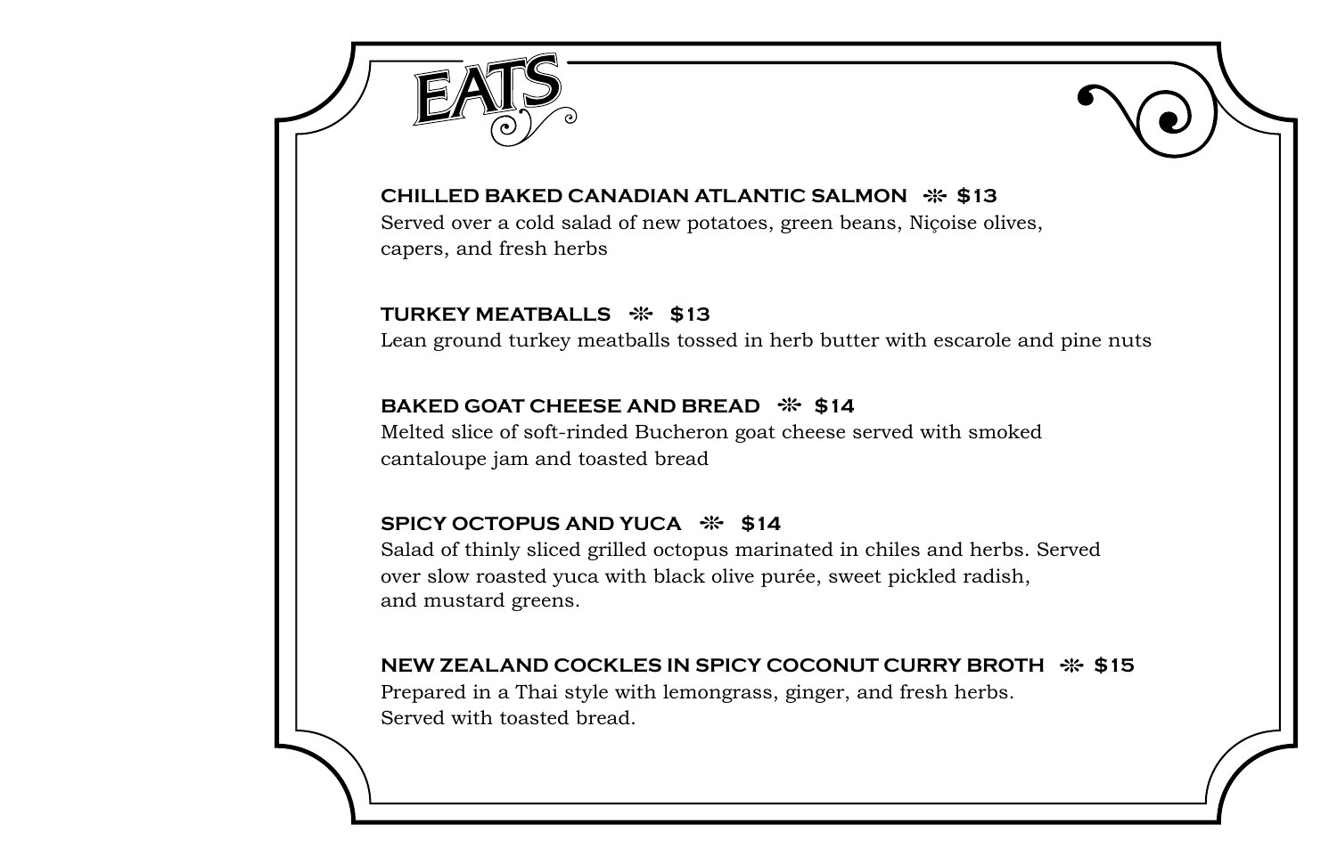# EATS

**CHILLED BAKED CANADIAN ATLANTIC SALMON ⁜ $13**
Served over a cold salad of new potatoes, green beans, Niçoise olives, capers, and fresh herbs

**TURKEY MEATBALLS ⁜ $13**
Lean ground turkey meatballs tossed in herb butter with escarole and pine nuts

**BAKED GOAT CHEESE AND BREAD ⁜ $14**
Melted slice of soft-rinded Bucheron goat cheese served with smoked cantaloupe jam and toasted bread

**SPICY OCTOPUS AND YUCA ⁜ $14**
Salad of thinly sliced grilled octopus marinated in chiles and herbs. Served over slow roasted yuca with black olive purée, sweet pickled radish, and mustard greens.

**NEW ZEALAND COCKLES IN SPICY COCONUT CURRY BROTH ⁜ $15**
Prepared in a Thai style with lemongrass, ginger, and fresh herbs. Served with toasted bread.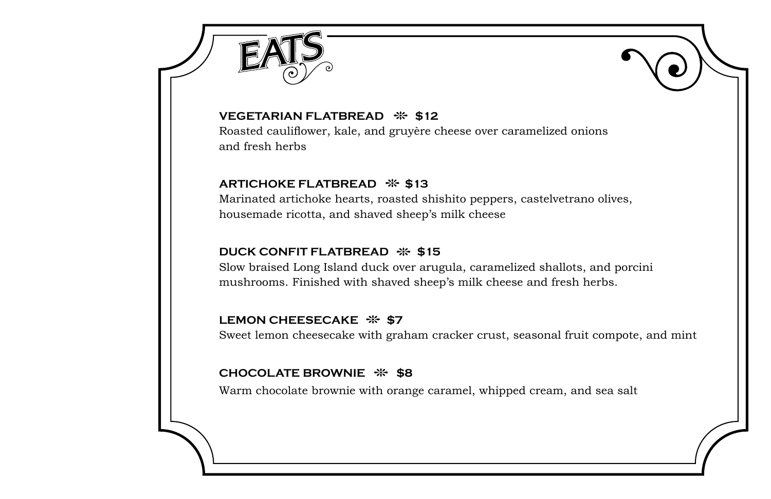# EATS

**VEGETARIAN FLATBREAD ❊ $12**
Roasted cauliflower, kale, and gruyère cheese over caramelized onions and fresh herbs

**ARTICHOKE FLATBREAD ❊ $13**
Marinated artichoke hearts, roasted shishito peppers, castelvetrano olives, housemade ricotta, and shaved sheep's milk cheese

**DUCK CONFIT FLATBREAD ❊ $15**
Slow braised Long Island duck over arugula, caramelized shallots, and porcini mushrooms. Finished with shaved sheep's milk cheese and fresh herbs.

**LEMON CHEESECAKE ❊ $7**
Sweet lemon cheesecake with graham cracker crust, seasonal fruit compote, and mint

**CHOCOLATE BROWNIE ❊ $8**
Warm chocolate brownie with orange caramel, whipped cream, and sea salt